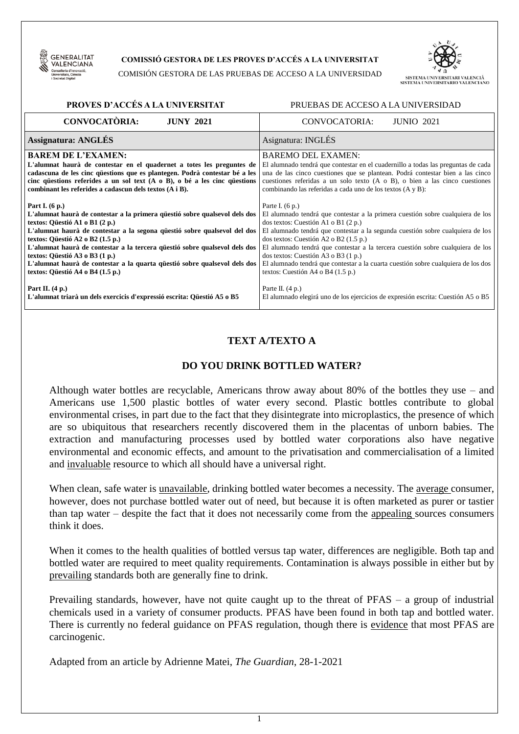**COMISSIÓ GESTORA DE LES PROVES D'ACCÉS A LA UNIVERSITAT**

COMISIÓN GESTORA DE LAS PRUEBAS DE ACCESO A LA UNIVERSIDAD

| **PROVES D'ACCÉS A LA UNIVERSITAT** | PRUEBAS DE ACCESO A LA UNIVERSIDAD |
|---|---|
| **CONVOCATÒRIA: JUNY 2021** | CONVOCATORIA: JUNIO 2021 |
| **Assignatura: ANGLÉS** | Asignatura: INGLÉS |
| **BAREM DE L'EXAMEN:** **L'alumnat haurà de contestar en el quadernet a totes les preguntes de cadascuna de les cinc qüestions que es plantegen. Podrà contestar bé a les cinc qüestions referides a un sol text (A o B), o bé a les cinc qüestions combinant les referides a cadascun dels textos (A i B).** | BAREMO DEL EXAMEN: El alumnado tendrá que contestar en el cuadernillo a todas las preguntas de cada una de las cinco cuestiones que se plantean. Podrá contestar bien a las cinco cuestiones referidas a un solo texto (A o B), o bien a las cinco cuestiones combinando las referidas a cada uno de los textos (A y B): |
| **Part I. (6 p.)** **L'alumnat haurà de contestar a la primera qüestió sobre qualsevol dels dos textos: Qüestió A1 o B1 (2 p.)** **L'alumnat haurà de contestar a la segona qüestió sobre qualsevol del dos textos: Qüestió A2 o B2 (1.5 p.)** **L'alumnat haurà de contestar a la tercera qüestió sobre qualsevol dels dos textos: Qüestió A3 o B3 (1 p.)** **L'alumnat haurà de contestar a la quarta qüestió sobre qualsevol dels dos textos: Qüestió A4 o B4 (1.5 p.)** | Parte I. (6 p.) El alumnado tendrá que contestar a la primera cuestión sobre cualquiera de los dos textos: Cuestión A1 o B1 (2 p.) El alumnado tendrá que contestar a la segunda cuestión sobre cualquiera de los dos textos: Cuestión A2 o B2 (1.5 p.) El alumnado tendrá que contestar a la tercera cuestión sobre cualquiera de los dos textos: Cuestión A3 o B3 (1 p.) El alumnado tendrá que contestar a la cuarta cuestión sobre cualquiera de los dos textos: Cuestión A4 o B4 (1.5 p.) |
| **Part II. (4 p.)** **L'alumnat triarà un dels exercicis d'expressió escrita: Qüestió A5 o B5** | Parte II. (4 p.) El alumnado elegirá uno de los ejercicios de expresión escrita: Cuestión A5 o B5 |

## TEXT A/TEXTO A

### DO YOU DRINK BOTTLED WATER?

Although water bottles are recyclable, Americans throw away about 80% of the bottles they use – and Americans use 1,500 plastic bottles of water every second. Plastic bottles contribute to global environmental crises, in part due to the fact that they disintegrate into microplastics, the presence of which are so ubiquitous that researchers recently discovered them in the placentas of unborn babies. The extraction and manufacturing processes used by bottled water corporations also have negative environmental and economic effects, and amount to the privatisation and commercialisation of a limited and <u>invaluable</u> resource to which all should have a universal right.

When clean, safe water is <u>unavailable</u>, drinking bottled water becomes a necessity. The <u>average</u> consumer, however, does not purchase bottled water out of need, but because it is often marketed as purer or tastier than tap water – despite the fact that it does not necessarily come from the <u>appealing</u> sources consumers think it does.

When it comes to the health qualities of bottled versus tap water, differences are negligible. Both tap and bottled water are required to meet quality requirements. Contamination is always possible in either but by <u>prevailing</u> standards both are generally fine to drink.

Prevailing standards, however, have not quite caught up to the threat of PFAS – a group of industrial chemicals used in a variety of consumer products. PFAS have been found in both tap and bottled water. There is currently no federal guidance on PFAS regulation, though there is <u>evidence</u> that most PFAS are carcinogenic.

Adapted from an article by Adrienne Matei, *The Guardian*, 28-1-2021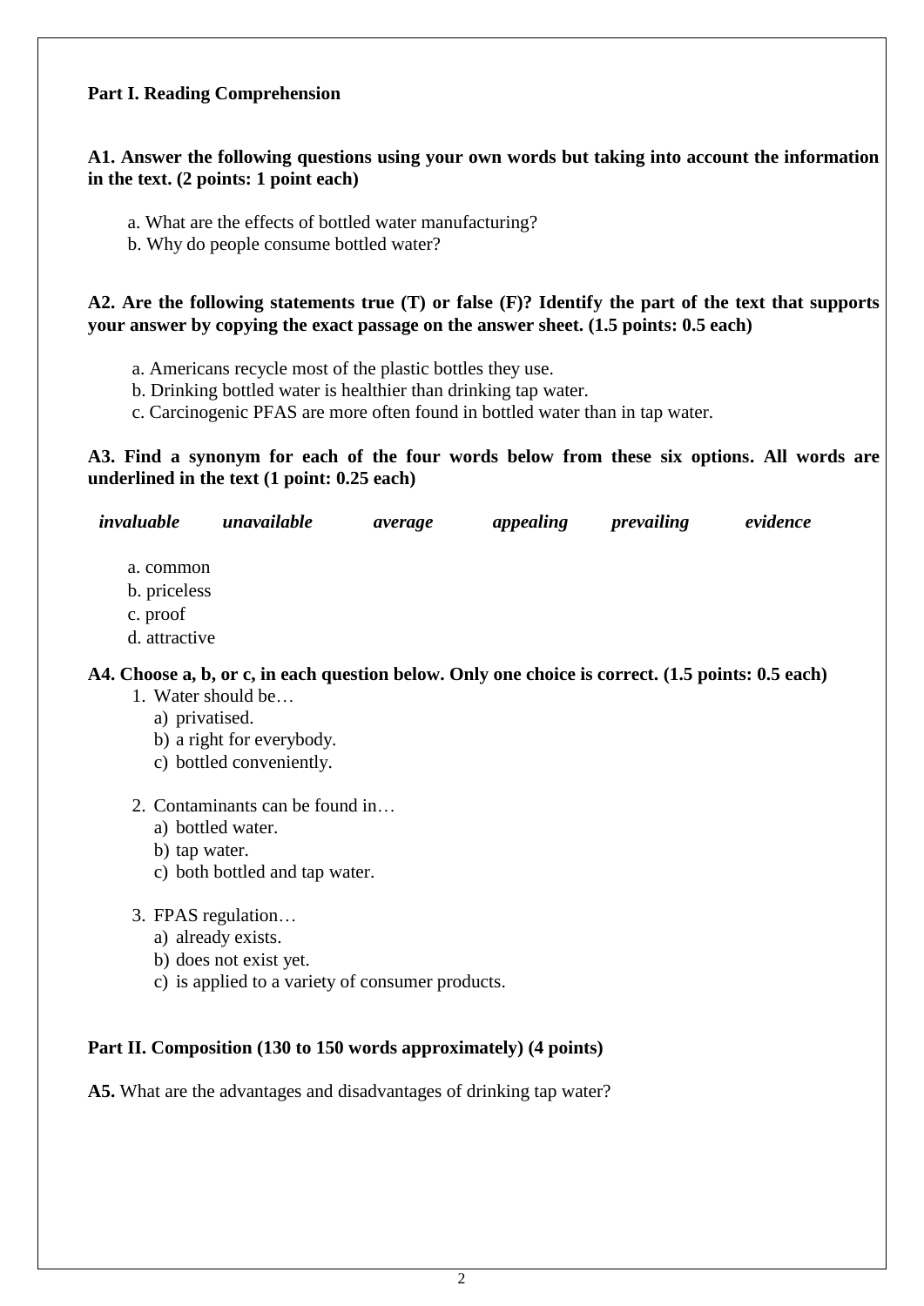**Part I. Reading Comprehension**

**A1. Answer the following questions using your own words but taking into account the information in the text. (2 points: 1 point each)**

a. What are the effects of bottled water manufacturing?
b. Why do people consume bottled water?

**A2. Are the following statements true (T) or false (F)? Identify the part of the text that supports your answer by copying the exact passage on the answer sheet. (1.5 points: 0.5 each)**

a. Americans recycle most of the plastic bottles they use.
b. Drinking bottled water is healthier than drinking tap water.
c. Carcinogenic PFAS are more often found in bottled water than in tap water.

**A3. Find a synonym for each of the four words below from these six options. All words are underlined in the text (1 point: 0.25 each)**

***invaluable*** ***unavailable*** ***average*** ***appealing*** ***prevailing*** ***evidence***

a. common
b. priceless
c. proof
d. attractive

**A4. Choose a, b, or c, in each question below. Only one choice is correct. (1.5 points: 0.5 each)**

1. Water should be…
   a) privatised.
   b) a right for everybody.
   c) bottled conveniently.

2. Contaminants can be found in…
   a) bottled water.
   b) tap water.
   c) both bottled and tap water.

3. FPAS regulation…
   a) already exists.
   b) does not exist yet.
   c) is applied to a variety of consumer products.

**Part II. Composition (130 to 150 words approximately) (4 points)**

**A5.** What are the advantages and disadvantages of drinking tap water?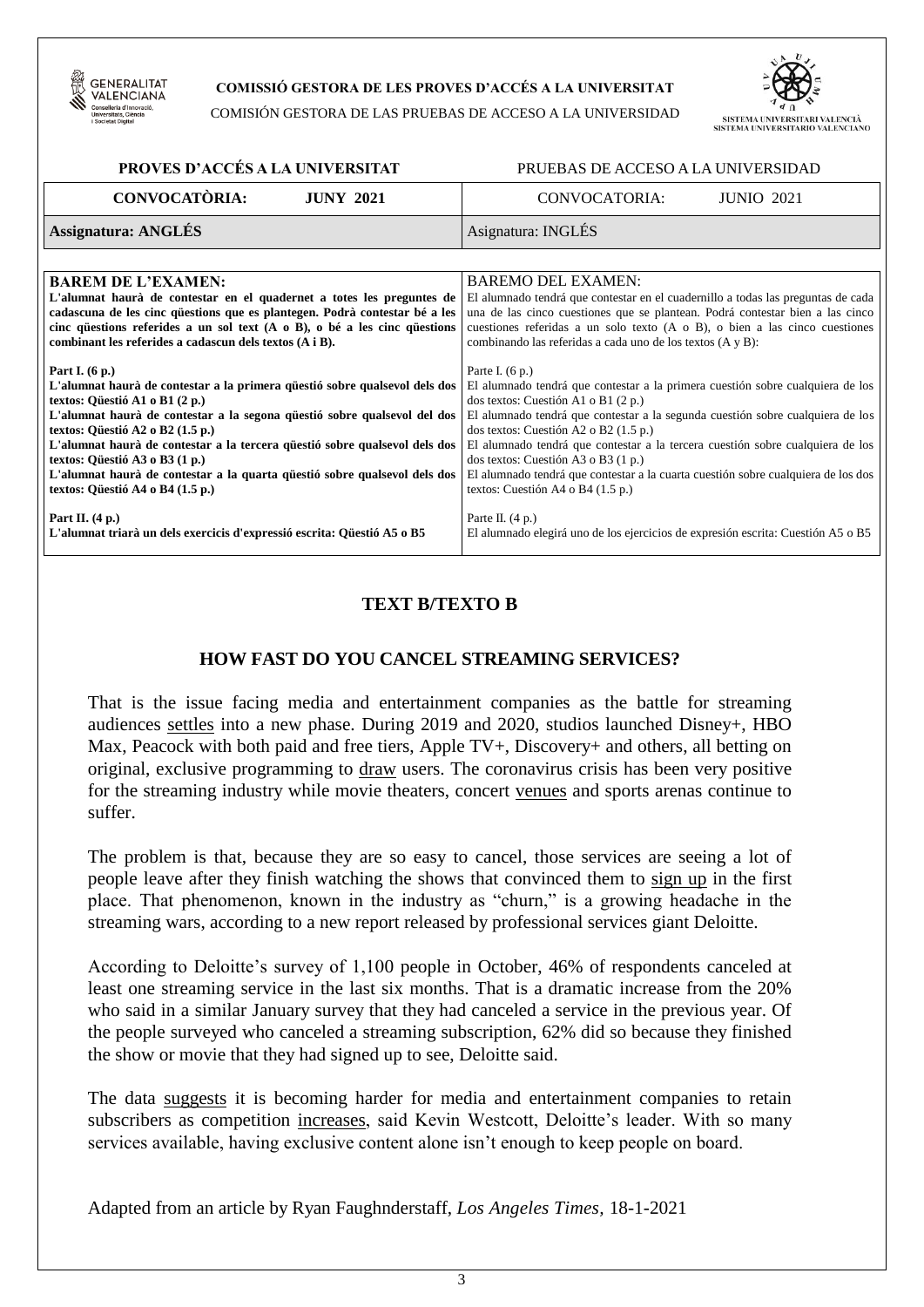**COMISSIÓ GESTORA DE LES PROVES D'ACCÉS A LA UNIVERSITAT**

COMISIÓN GESTORA DE LAS PRUEBAS DE ACCESO A LA UNIVERSIDAD

SISTEMA UNIVERSITARI VALENCIÀ
SISTEMA UNIVERSITARIO VALENCIANO

| **PROVES D'ACCÉS A LA UNIVERSITAT** | PRUEBAS DE ACCESO A LA UNIVERSIDAD |
|---|---|
| **CONVOCATÒRIA: JUNY 2021** | CONVOCATORIA: JUNIO 2021 |
| **Assignatura: ANGLÉS** | Asignatura: INGLÉS |

| **BAREM DE L'EXAMEN:** | BAREMO DEL EXAMEN: |
|---|---|
| **L'alumnat haurà de contestar en el quadernet a totes les preguntes de cadascuna de les cinc qüestions que es plantegen. Podrà contestar bé a les cinc qüestions referides a un sol text (A o B), o bé a les cinc qüestions combinant les referides a cadascun dels textos (A i B).** | El alumnado tendrá que contestar en el cuadernillo a todas las preguntas de cada una de las cinco cuestiones que se plantean. Podrá contestar bien a las cinco cuestiones referidas a un solo texto (A o B), o bien a las cinco cuestiones combinando las referidas a cada uno de los textos (A y B): |
| **Part I. (6 p.)** <br> **L'alumnat haurà de contestar a la primera qüestió sobre qualsevol dels dos textos: Qüestió A1 o B1 (2 p.)** <br> **L'alumnat haurà de contestar a la segona qüestió sobre qualsevol del dos textos: Qüestió A2 o B2 (1.5 p.)** <br> **L'alumnat haurà de contestar a la tercera qüestió sobre qualsevol dels dos textos: Qüestió A3 o B3 (1 p.)** <br> **L'alumnat haurà de contestar a la quarta qüestió sobre qualsevol dels dos textos: Qüestió A4 o B4 (1.5 p.)** | Parte I. (6 p.) <br> El alumnado tendrá que contestar a la primera cuestión sobre cualquiera de los dos textos: Cuestión A1 o B1 (2 p.) <br> El alumnado tendrá que contestar a la segunda cuestión sobre cualquiera de los dos textos: Cuestión A2 o B2 (1.5 p.) <br> El alumnado tendrá que contestar a la tercera cuestión sobre cualquiera de los dos textos: Cuestión A3 o B3 (1 p.) <br> El alumnado tendrá que contestar a la cuarta cuestión sobre cualquiera de los dos textos: Cuestión A4 o B4 (1.5 p.) |
| **Part II. (4 p.)** <br> **L'alumnat triarà un dels exercicis d'expressió escrita: Qüestió A5 o B5** | Parte II. (4 p.) <br> El alumnado elegirá uno de los ejercicios de expresión escrita: Cuestión A5 o B5 |

## TEXT B/TEXTO B

### HOW FAST DO YOU CANCEL STREAMING SERVICES?

That is the issue facing media and entertainment companies as the battle for streaming audiences <u>settles</u> into a new phase. During 2019 and 2020, studios launched Disney+, HBO Max, Peacock with both paid and free tiers, Apple TV+, Discovery+ and others, all betting on original, exclusive programming to <u>draw</u> users. The coronavirus crisis has been very positive for the streaming industry while movie theaters, concert <u>venues</u> and sports arenas continue to suffer.

The problem is that, because they are so easy to cancel, those services are seeing a lot of people leave after they finish watching the shows that convinced them to <u>sign up</u> in the first place. That phenomenon, known in the industry as "churn," is a growing headache in the streaming wars, according to a new report released by professional services giant Deloitte.

According to Deloitte's survey of 1,100 people in October, 46% of respondents canceled at least one streaming service in the last six months. That is a dramatic increase from the 20% who said in a similar January survey that they had canceled a service in the previous year. Of the people surveyed who canceled a streaming subscription, 62% did so because they finished the show or movie that they had signed up to see, Deloitte said.

The data <u>suggests</u> it is becoming harder for media and entertainment companies to retain subscribers as competition <u>increases</u>, said Kevin Westcott, Deloitte's leader. With so many services available, having exclusive content alone isn't enough to keep people on board.

Adapted from an article by Ryan Faughnderstaff, *Los Angeles Times*, 18-1-2021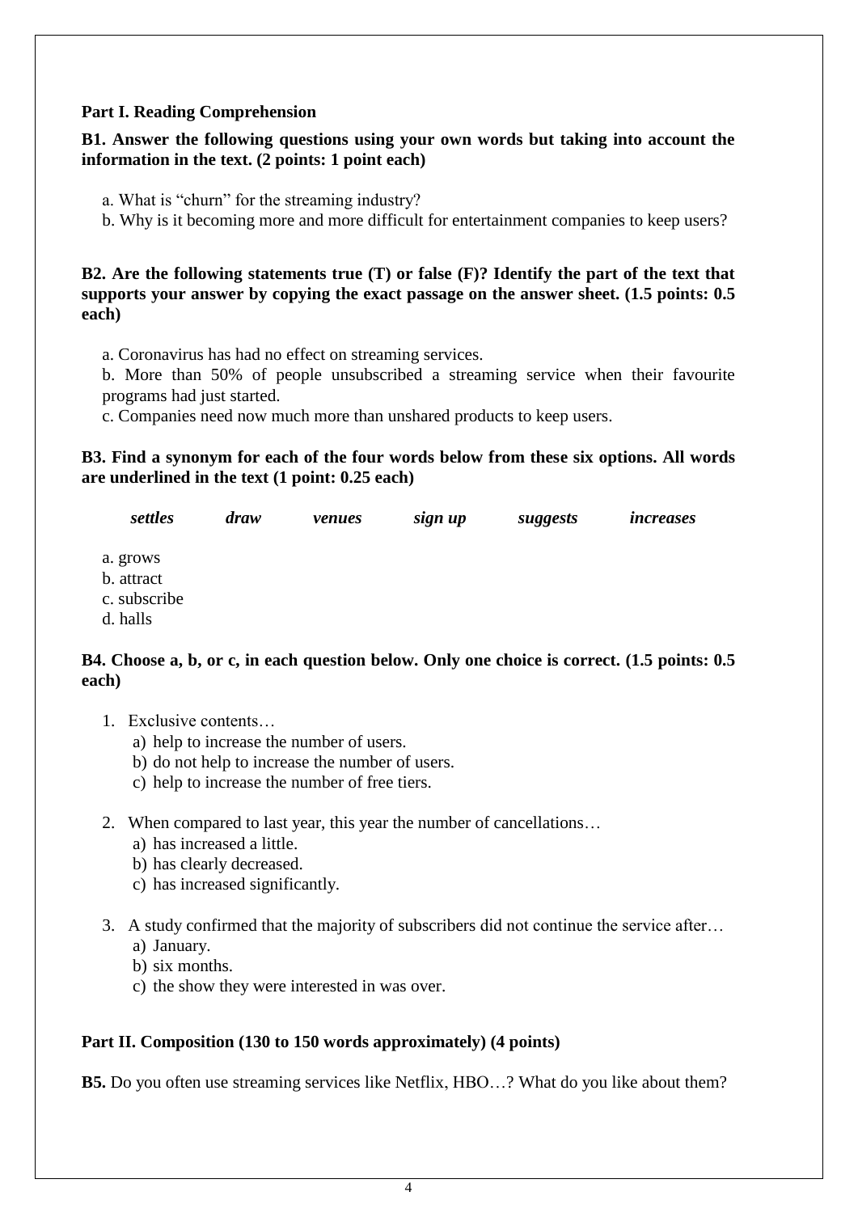**Part I. Reading Comprehension**

**B1. Answer the following questions using your own words but taking into account the information in the text. (2 points: 1 point each)**

a. What is "churn" for the streaming industry?
b. Why is it becoming more and more difficult for entertainment companies to keep users?

**B2. Are the following statements true (T) or false (F)? Identify the part of the text that supports your answer by copying the exact passage on the answer sheet. (1.5 points: 0.5 each)**

a. Coronavirus has had no effect on streaming services.
b. More than 50% of people unsubscribed a streaming service when their favourite programs had just started.
c. Companies need now much more than unshared products to keep users.

**B3. Find a synonym for each of the four words below from these six options. All words are underlined in the text (1 point: 0.25 each)**

***settles*** ***draw*** ***venues*** ***sign up*** ***suggests*** ***increases***

a. grows
b. attract
c. subscribe
d. halls

**B4. Choose a, b, or c, in each question below. Only one choice is correct. (1.5 points: 0.5 each)**

1. Exclusive contents…
   a) help to increase the number of users.
   b) do not help to increase the number of users.
   c) help to increase the number of free tiers.

2. When compared to last year, this year the number of cancellations…
   a) has increased a little.
   b) has clearly decreased.
   c) has increased significantly.

3. A study confirmed that the majority of subscribers did not continue the service after…
   a) January.
   b) six months.
   c) the show they were interested in was over.

**Part II. Composition (130 to 150 words approximately) (4 points)**

**B5.** Do you often use streaming services like Netflix, HBO…? What do you like about them?